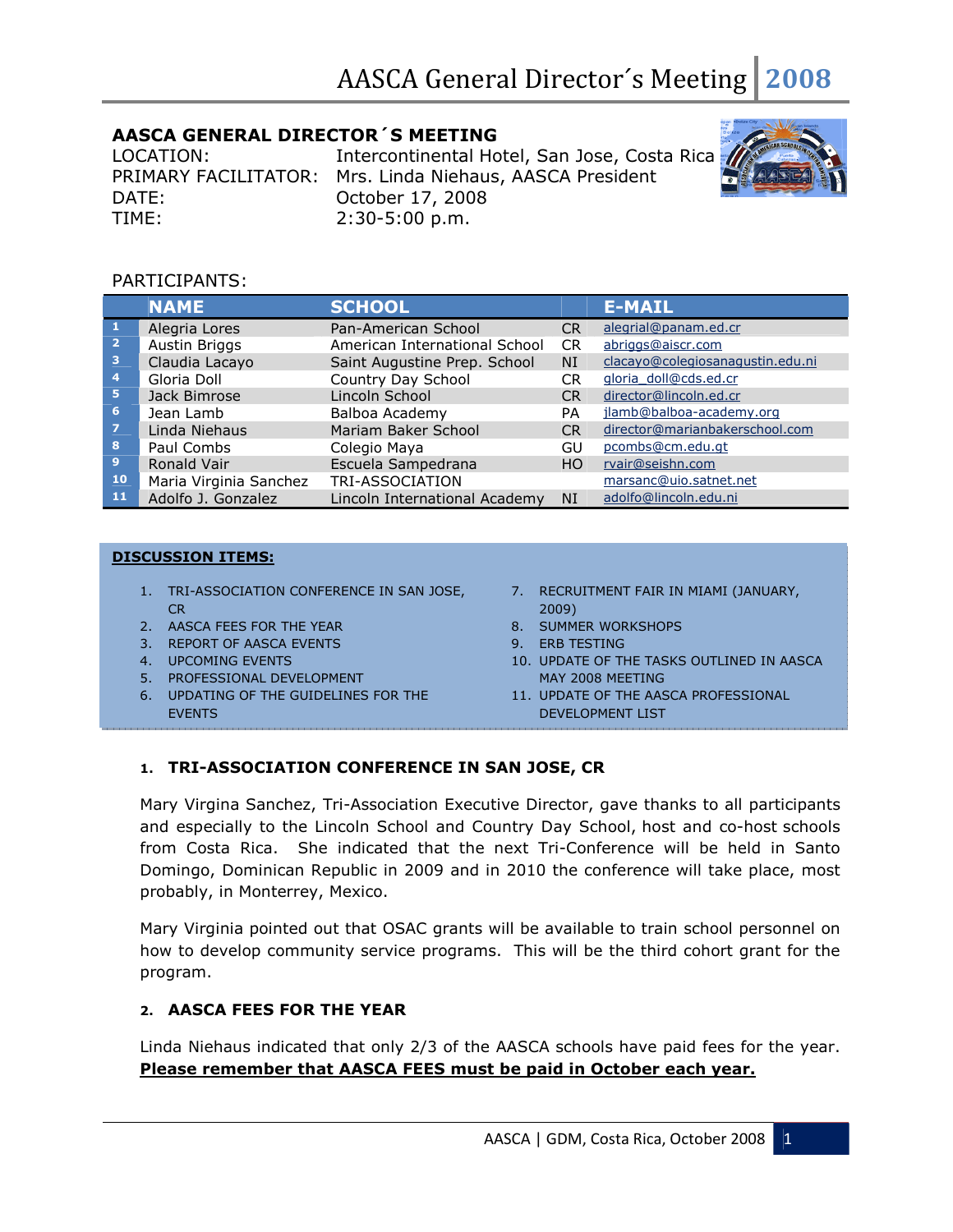## AASCA GENERAL DIRECTOR´S MEETING

LOCATION: Intercontinental Hotel, San Jose, Costa Rica
PRIMARY FACILITATOR: Mrs. Linda Niehaus, AASCA President
DATE: October 17, 2008
TIME: 2:30-5:00 p.m.

PARTICIPANTS:

| | NAME | SCHOOL | | E-MAIL |
|---|---|---|---|---|
| 1 | Alegria Lores | Pan-American School | CR | alegrial@panam.ed.cr |
| 2 | Austin Briggs | American International School | CR | abriggs@aiscr.com |
| 3 | Claudia Lacayo | Saint Augustine Prep. School | NI | clacayo@colegiosanagustin.edu.ni |
| 4 | Gloria Doll | Country Day School | CR | gloria_doll@cds.ed.cr |
| 5 | Jack Bimrose | Lincoln School | CR | director@lincoln.ed.cr |
| 6 | Jean Lamb | Balboa Academy | PA | jlamb@balboa-academy.org |
| 7 | Linda Niehaus | Mariam Baker School | CR | director@marianbakerschool.com |
| 8 | Paul Combs | Colegio Maya | GU | pcombs@cm.edu.gt |
| 9 | Ronald Vair | Escuela Sampedrana | HO | rvair@seishn.com |
| 10 | Maria Virginia Sanchez | TRI-ASSOCIATION | | marsanc@uio.satnet.net |
| 11 | Adolfo J. Gonzalez | Lincoln International Academy | NI | adolfo@lincoln.edu.ni |

**DISCUSSION ITEMS:**

1. TRI-ASSOCIATION CONFERENCE IN SAN JOSE, CR
2. AASCA FEES FOR THE YEAR
3. REPORT OF AASCA EVENTS
4. UPCOMING EVENTS
5. PROFESSIONAL DEVELOPMENT
6. UPDATING OF THE GUIDELINES FOR THE EVENTS
7. RECRUITMENT FAIR IN MIAMI (JANUARY, 2009)
8. SUMMER WORKSHOPS
9. ERB TESTING
10. UPDATE OF THE TASKS OUTLINED IN AASCA MAY 2008 MEETING
11. UPDATE OF THE AASCA PROFESSIONAL DEVELOPMENT LIST

### 1. TRI-ASSOCIATION CONFERENCE IN SAN JOSE, CR

Mary Virgina Sanchez, Tri-Association Executive Director, gave thanks to all participants and especially to the Lincoln School and Country Day School, host and co-host schools from Costa Rica. She indicated that the next Tri-Conference will be held in Santo Domingo, Dominican Republic in 2009 and in 2010 the conference will take place, most probably, in Monterrey, Mexico.

Mary Virginia pointed out that OSAC grants will be available to train school personnel on how to develop community service programs. This will be the third cohort grant for the program.

### 2. AASCA FEES FOR THE YEAR

Linda Niehaus indicated that only 2/3 of the AASCA schools have paid fees for the year. **Please remember that AASCA FEES must be paid in October each year.**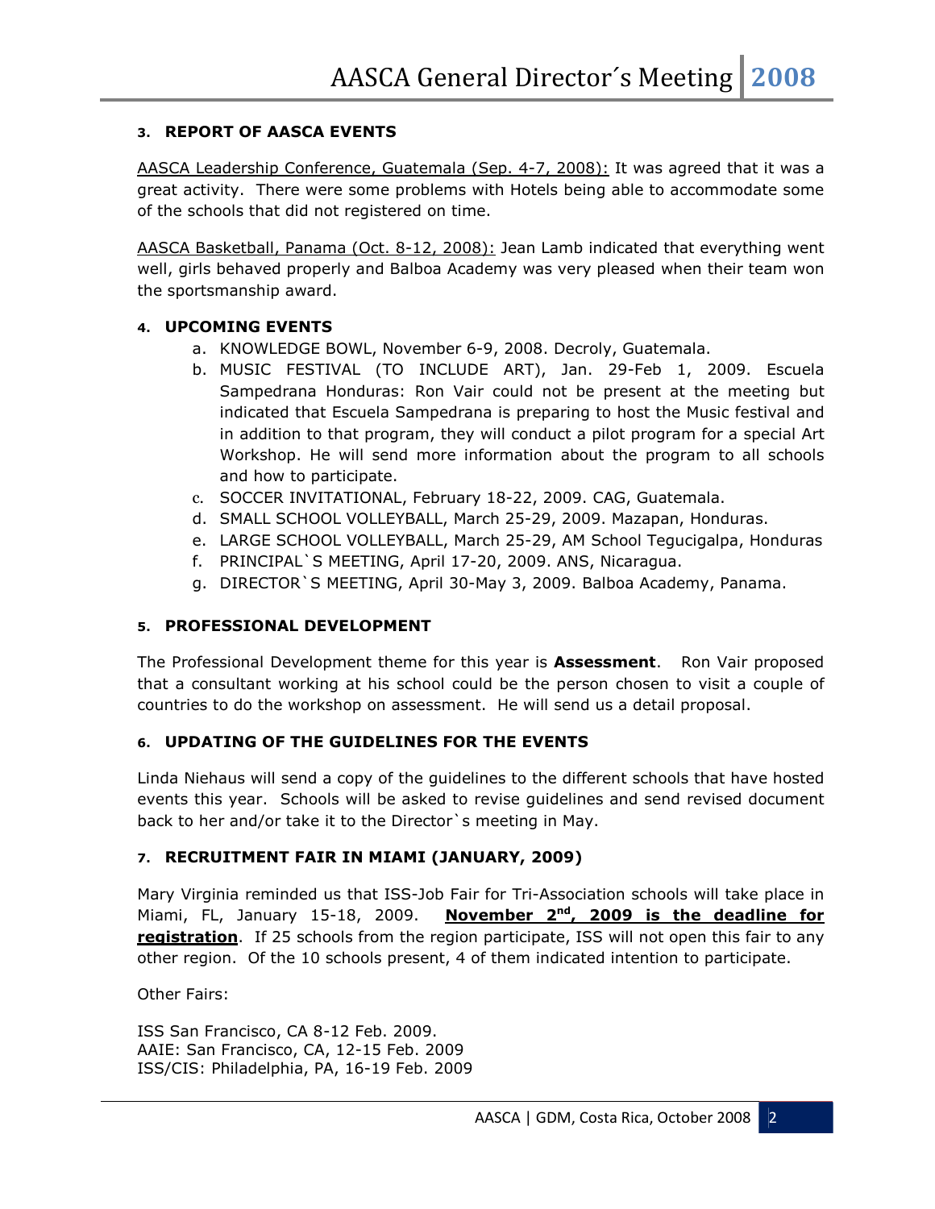## 3. REPORT OF AASCA EVENTS

AASCA Leadership Conference, Guatemala (Sep. 4-7, 2008): It was agreed that it was a great activity. There were some problems with Hotels being able to accommodate some of the schools that did not registered on time.

AASCA Basketball, Panama (Oct. 8-12, 2008): Jean Lamb indicated that everything went well, girls behaved properly and Balboa Academy was very pleased when their team won the sportsmanship award.

## 4. UPCOMING EVENTS

a. KNOWLEDGE BOWL, November 6-9, 2008. Decroly, Guatemala.
b. MUSIC FESTIVAL (TO INCLUDE ART), Jan. 29-Feb 1, 2009. Escuela Sampedrana Honduras: Ron Vair could not be present at the meeting but indicated that Escuela Sampedrana is preparing to host the Music festival and in addition to that program, they will conduct a pilot program for a special Art Workshop. He will send more information about the program to all schools and how to participate.
c. SOCCER INVITATIONAL, February 18-22, 2009. CAG, Guatemala.
d. SMALL SCHOOL VOLLEYBALL, March 25-29, 2009. Mazapan, Honduras.
e. LARGE SCHOOL VOLLEYBALL, March 25-29, AM School Tegucigalpa, Honduras
f. PRINCIPAL`S MEETING, April 17-20, 2009. ANS, Nicaragua.
g. DIRECTOR`S MEETING, April 30-May 3, 2009. Balboa Academy, Panama.

## 5. PROFESSIONAL DEVELOPMENT

The Professional Development theme for this year is **Assessment**. Ron Vair proposed that a consultant working at his school could be the person chosen to visit a couple of countries to do the workshop on assessment. He will send us a detail proposal.

## 6. UPDATING OF THE GUIDELINES FOR THE EVENTS

Linda Niehaus will send a copy of the guidelines to the different schools that have hosted events this year. Schools will be asked to revise guidelines and send revised document back to her and/or take it to the Director`s meeting in May.

## 7. RECRUITMENT FAIR IN MIAMI (JANUARY, 2009)

Mary Virginia reminded us that ISS-Job Fair for Tri-Association schools will take place in Miami, FL, January 15-18, 2009. **November 2nd, 2009 is the deadline for registration**. If 25 schools from the region participate, ISS will not open this fair to any other region. Of the 10 schools present, 4 of them indicated intention to participate.

Other Fairs:

ISS San Francisco, CA 8-12 Feb. 2009.
AAIE: San Francisco, CA, 12-15 Feb. 2009
ISS/CIS: Philadelphia, PA, 16-19 Feb. 2009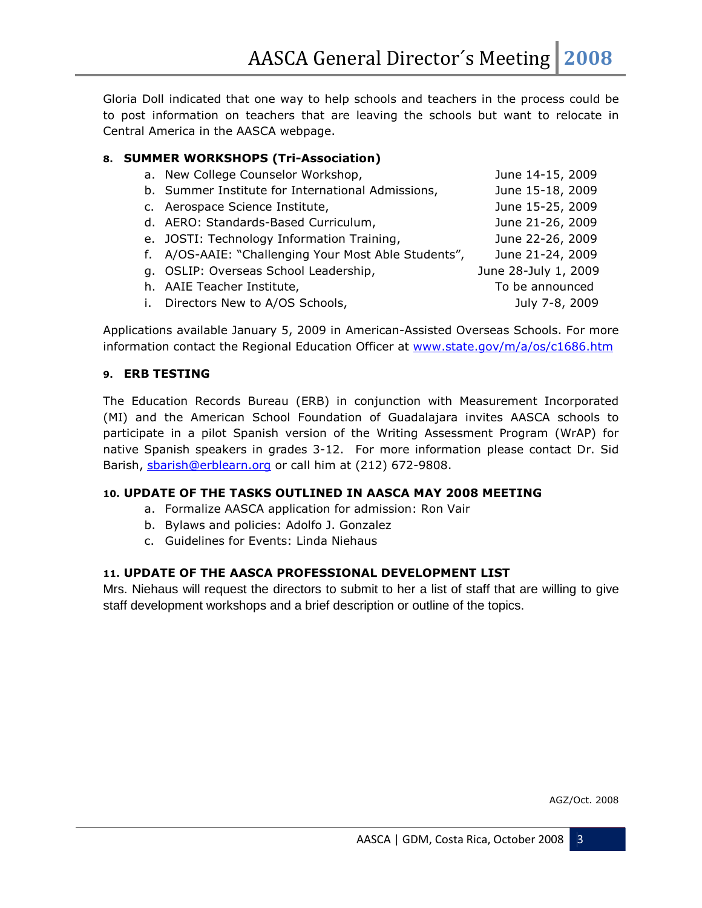Gloria Doll indicated that one way to help schools and teachers in the process could be to post information on teachers that are leaving the schools but want to relocate in Central America in the AASCA webpage.

**8. SUMMER WORKSHOPS (Tri-Association)**

a. New College Counselor Workshop, June 14-15, 2009
b. Summer Institute for International Admissions, June 15-18, 2009
c. Aerospace Science Institute, June 15-25, 2009
d. AERO: Standards-Based Curriculum, June 21-26, 2009
e. JOSTI: Technology Information Training, June 22-26, 2009
f. A/OS-AAIE: "Challenging Your Most Able Students", June 21-24, 2009
g. OSLIP: Overseas School Leadership, June 28-July 1, 2009
h. AAIE Teacher Institute, To be announced
i. Directors New to A/OS Schools, July 7-8, 2009

Applications available January 5, 2009 in American-Assisted Overseas Schools. For more information contact the Regional Education Officer at www.state.gov/m/a/os/c1686.htm

**9. ERB TESTING**

The Education Records Bureau (ERB) in conjunction with Measurement Incorporated (MI) and the American School Foundation of Guadalajara invites AASCA schools to participate in a pilot Spanish version of the Writing Assessment Program (WrAP) for native Spanish speakers in grades 3-12. For more information please contact Dr. Sid Barish, sbarish@erblearn.org or call him at (212) 672-9808.

**10. UPDATE OF THE TASKS OUTLINED IN AASCA MAY 2008 MEETING**

a. Formalize AASCA application for admission: Ron Vair
b. Bylaws and policies: Adolfo J. Gonzalez
c. Guidelines for Events: Linda Niehaus

**11. UPDATE OF THE AASCA PROFESSIONAL DEVELOPMENT LIST**

Mrs. Niehaus will request the directors to submit to her a list of staff that are willing to give staff development workshops and a brief description or outline of the topics.

AGZ/Oct. 2008